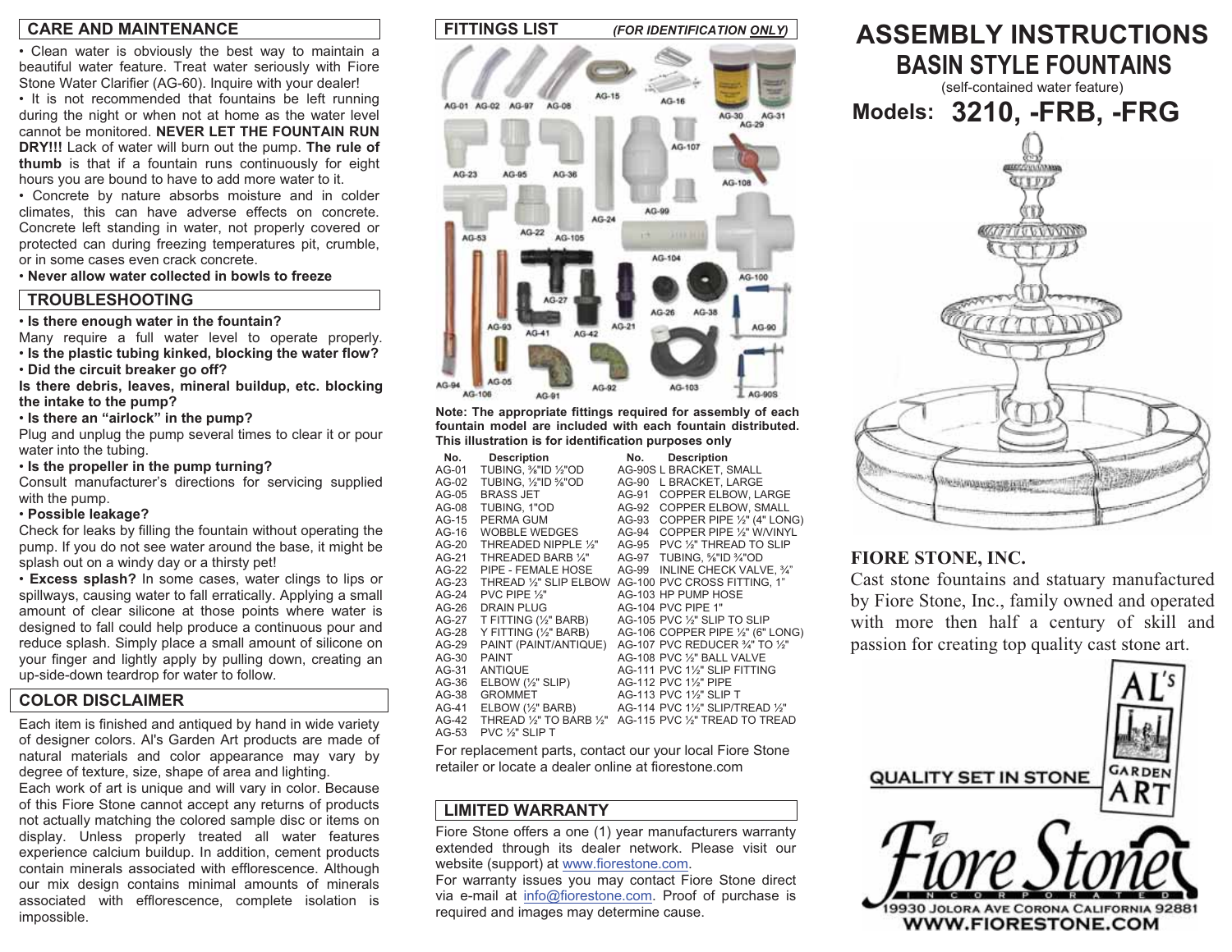## CARE AND MAINTENANCE

• Clean water is obviously the best way to maintain a beautiful water feature. Treat water seriously with Fiore Stone Water Clarifier (AG-60). Inquire with your dealer!

• It is not recommended that fountains be left running during the night or when not at home as the water level cannot be monitored. **NEVER LET THE FOUNTAIN RUN DRY!!!** Lack of water will burn out the pump. **The rule of thumb** is that if a fountain runs continuously for eight hours you are bound to have to add more water to it.

• Concrete by nature absorbs moisture and in colder climates, this can have adverse effects on concrete. Concrete left standing in water, not properly covered or protected can during freezing temperatures pit, crumble, or in some cases even crack concrete.

• **Never allow water collected in bowls to freeze**

## TROUBLESHOOTING

• **Is there enough water in the fountain?**
Many require a full water level to operate properly.

• **Is the plastic tubing kinked, blocking the water flow?**

• **Did the circuit breaker go off?**

**Is there debris, leaves, mineral buildup, etc. blocking the intake to the pump?**

• **Is there an "airlock" in the pump?**
Plug and unplug the pump several times to clear it or pour water into the tubing.

• **Is the propeller in the pump turning?**
Consult manufacturer's directions for servicing supplied with the pump.

• **Possible leakage?**
Check for leaks by filling the fountain without operating the pump. If you do not see water around the base, it might be splash out on a windy day or a thirsty pet!

• **Excess splash?** In some cases, water clings to lips or spillways, causing water to fall erratically. Applying a small amount of clear silicone at those points where water is designed to fall could help produce a continuous pour and reduce splash. Simply place a small amount of silicone on your finger and lightly apply by pulling down, creating an up-side-down teardrop for water to follow.

## COLOR DISCLAIMER

Each item is finished and antiqued by hand in wide variety of designer colors. Al's Garden Art products are made of natural materials and color appearance may vary by degree of texture, size, shape of area and lighting.

Each work of art is unique and will vary in color. Because of this Fiore Stone cannot accept any returns of products not actually matching the colored sample disc or items on display. Unless properly treated all water features experience calcium buildup. In addition, cement products contain minerals associated with efflorescence. Although our mix design contains minimal amounts of minerals associated with efflorescence, complete isolation is impossible.

## FITTINGS LIST *(FOR IDENTIFICATION ONLY)*

**Note: The appropriate fittings required for assembly of each fountain model are included with each fountain distributed. This illustration is for identification purposes only**

| No. | Description | No. | Description |
|---|---|---|---|
| AG-01 | TUBING, ⅜"ID ½"OD | AG-90S | L BRACKET, SMALL |
| AG-02 | TUBING, ½"ID ⅝"OD | AG-90 | L BRACKET, LARGE |
| AG-05 | BRASS JET | AG-91 | COPPER ELBOW, LARGE |
| AG-08 | TUBING, 1"OD | AG-92 | COPPER ELBOW, SMALL |
| AG-15 | PERMA GUM | AG-93 | COPPER PIPE ½" (4" LONG) |
| AG-16 | WOBBLE WEDGES | AG-94 | COPPER PIPE ½" W/VINYL |
| AG-20 | THREADED NIPPLE ½" | AG-95 | PVC ½" THREAD TO SLIP |
| AG-21 | THREADED BARB ¼" | AG-97 | TUBING, ⅝"ID ¾"OD |
| AG-22 | PIPE - FEMALE HOSE | AG-99 | INLINE CHECK VALVE, ¾" |
| AG-23 | THREAD ½" SLIP ELBOW | AG-100 | PVC CROSS FITTING, 1" |
| AG-24 | PVC PIPE ½" | AG-103 | HP PUMP HOSE |
| AG-26 | DRAIN PLUG | AG-104 | PVC PIPE 1" |
| AG-27 | T FITTING (½" BARB) | AG-105 | PVC ½" SLIP TO SLIP |
| AG-28 | Y FITTING (½" BARB) | AG-106 | COPPER PIPE ½" (6" LONG) |
| AG-29 | PAINT (PAINT/ANTIQUE) | AG-107 | PVC REDUCER ¾" TO ½" |
| AG-30 | PAINT | AG-108 | PVC ½" BALL VALVE |
| AG-31 | ANTIQUE | AG-111 | PVC 1½" SLIP FITTING |
| AG-36 | ELBOW (½" SLIP) | AG-112 | PVC 1½" PIPE |
| AG-38 | GROMMET | AG-113 | PVC 1½" SLIP T |
| AG-41 | ELBOW (½" BARB) | AG-114 | PVC 1½" SLIP/TREAD ½" |
| AG-42 | THREAD ½" TO BARB ½" | AG-115 | PVC ½" TREAD TO TREAD |
| AG-53 | PVC ½" SLIP T | | |

For replacement parts, contact our your local Fiore Stone retailer or locate a dealer online at fiorestone.com

## LIMITED WARRANTY

Fiore Stone offers a one (1) year manufacturers warranty extended through its dealer network. Please visit our website (support) at www.fiorestone.com.

For warranty issues you may contact Fiore Stone direct via e-mail at info@fiorestone.com. Proof of purchase is required and images may determine cause.

# ASSEMBLY INSTRUCTIONS
## BASIN STYLE FOUNTAINS
(self-contained water feature)

## Models: 3210, -FRB, -FRG

### FIORE STONE, INC.

Cast stone fountains and statuary manufactured by Fiore Stone, Inc., family owned and operated with more then half a century of skill and passion for creating top quality cast stone art.

QUALITY SET IN STONE — AL'S GARDEN ART

Fiore Stone Incorporated
19930 Jolora Ave Corona California 92881
WWW.FIORESTONE.COM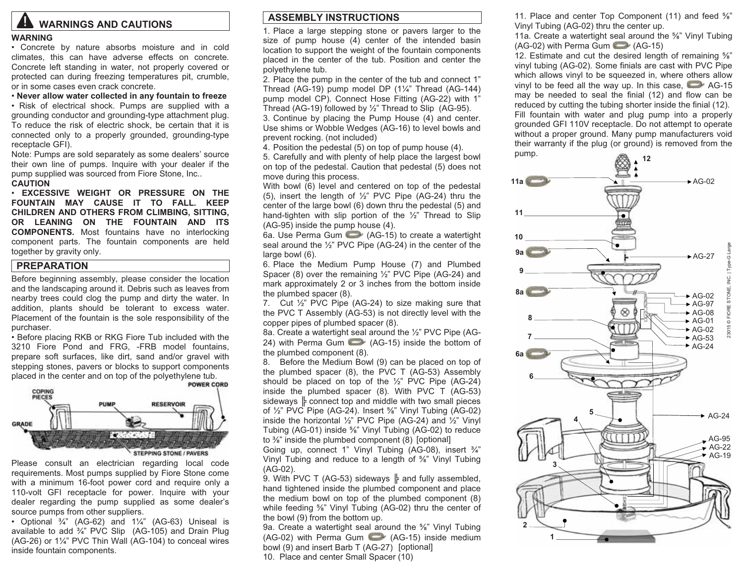## WARNINGS AND CAUTIONS

**WARNING**

• Concrete by nature absorbs moisture and in cold climates, this can have adverse effects on concrete. Concrete left standing in water, not properly covered or protected can during freezing temperatures pit, crumble, or in some cases even crack concrete.

• **Never allow water collected in any fountain to freeze**

• Risk of electrical shock. Pumps are supplied with a grounding conductor and grounding-type attachment plug. To reduce the risk of electric shock, be certain that it is connected only to a properly grounded, grounding-type receptacle GFI).

Note: Pumps are sold separately as some dealers' source their own line of pumps. Inquire with your dealer if the pump supplied was sourced from Fiore Stone, Inc..

**CAUTION**

• **EXCESSIVE WEIGHT OR PRESSURE ON THE FOUNTAIN MAY CAUSE IT TO FALL. KEEP CHILDREN AND OTHERS FROM CLIMBING, SITTING, OR LEANING ON THE FOUNTAIN AND ITS COMPONENTS.** Most fountains have no interlocking component parts. The fountain components are held together by gravity only.

## PREPARATION

Before beginning assembly, please consider the location and the landscaping around it. Debris such as leaves from nearby trees could clog the pump and dirty the water. In addition, plants should be tolerant to excess water. Placement of the fountain is the sole responsibility of the purchaser.

• Before placing RKB or RKG Fiore Tub included with the 3210 Fiore Pond and FRG, -FRB model fountains, prepare soft surfaces, like dirt, sand and/or gravel with stepping stones, pavers or blocks to support components placed in the center and on top of the polyethylene tub.

POWER CORD
COPING PIECES
PUMP
RESERVOIR
GRADE
STEPPING STONE / PAVERS

Please consult an electrician regarding local code requirements. Most pumps supplied by Fiore Stone come with a minimum 16-foot power cord and require only a 110-volt GFI receptacle for power. Inquire with your dealer regarding the pump supplied as some dealer's source pumps from other suppliers.

• Optional ¾" (AG-62) and 1¼" (AG-63) Uniseal is available to add ¾" PVC Slip (AG-105) and Drain Plug (AG-26) or 1¼" PVC Thin Wall (AG-104) to conceal wires inside fountain components.

## ASSEMBLY INSTRUCTIONS

1. Place a large stepping stone or pavers larger to the size of pump house (4) center of the intended basin location to support the weight of the fountain components placed in the center of the tub. Position and center the polyethylene tub.

2. Place the pump in the center of the tub and connect 1" Thread (AG-19) pump model DP (1¼" Thread (AG-144) pump model CP). Connect Hose Fitting (AG-22) with 1" Thread (AG-19) followed by ½" Thread to Slip (AG-95).

3. Continue by placing the Pump House (4) and center. Use shims or Wobble Wedges (AG-16) to level bowls and prevent rocking. (not included)

4. Position the pedestal (5) on top of pump house (4).

5. Carefully and with plenty of help place the largest bowl on top of the pedestal. Caution that pedestal (5) does not move during this process.

With bowl (6) level and centered on top of the pedestal (5), insert the length of ½" PVC Pipe (AG-24) thru the center of the large bowl (6) down thru the pedestal (5) and hand-tighten with slip portion of the ½" Thread to Slip (AG-95) inside the pump house (4).

6a. Use Perma Gum (AG-15) to create a watertight seal around the ½" PVC Pipe (AG-24) in the center of the large bowl (6).

6. Place the Medium Pump House (7) and Plumbed Spacer (8) over the remaining ½" PVC Pipe (AG-24) and mark approximately 2 or 3 inches from the bottom inside the plumbed spacer (8).

7. Cut ½" PVC Pipe (AG-24) to size making sure that the PVC T Assembly (AG-53) is not directly level with the copper pipes of plumbed spacer (8).

8a. Create a watertight seal around the ½" PVC Pipe (AG-24) with Perma Gum (AG-15) inside the bottom of the plumbed component (8).

8. Before the Medium Bowl (9) can be placed on top of the plumbed spacer (8), the PVC T (AG-53) Assembly should be placed on top of the ½" PVC Pipe (AG-24) inside the plumbed spacer (8). With PVC T (AG-53) sideways ╠ connect top and middle with two small pieces of ½" PVC Pipe (AG-24). Insert ⅝" Vinyl Tubing (AG-02) inside the horizontal ½" PVC Pipe (AG-24) and ½" Vinyl Tubing (AG-01) inside ⅝" Vinyl Tubing (AG-02) to reduce to ⅜" inside the plumbed component (8) [optional]

Going up, connect 1" Vinyl Tubing (AG-08), insert ¾" Vinyl Tubing and reduce to a length of ⅝" Vinyl Tubing (AG-02).

9. With PVC T (AG-53) sideways ╠ and fully assembled, hand tightened inside the plumbed component and place the medium bowl on top of the plumbed component (8) while feeding ⅝" Vinyl Tubing (AG-02) thru the center of the bowl (9) from the bottom up.

9a. Create a watertight seal around the ⅝" Vinyl Tubing (AG-02) with Perma Gum (AG-15) inside medium bowl (9) and insert Barb T (AG-27) [optional]

10. Place and center Small Spacer (10)

11. Place and center Top Component (11) and feed ⅝" Vinyl Tubing (AG-02) thru the center up.

11a. Create a watertight seal around the ⅝" Vinyl Tubing (AG-02) with Perma Gum (AG-15)

12. Estimate and cut the desired length of remaining ⅝" vinyl tubing (AG-02). Some finials are cast with PVC Pipe which allows vinyl to be squeezed in, where others allow vinyl to be feed all the way up. In this case, AG-15 may be needed to seal the finial (12) and flow can be reduced by cutting the tubing shorter inside the finial (12).

Fill fountain with water and plug pump into a properly grounded GFI 110V receptacle. Do not attempt to operate without a proper ground. Many pump manufacturers void their warranty if the plug (or ground) is removed from the pump.

12
11a
AG-02
11
10
9a
AG-27
9
8a
AG-02
AG-97
AG-08
AG-01
AG-02
AG-53
AG-24
8
7
6a
6
5
4
AG-24
AG-95
AG-22
AG-19
3
2
1

23015 © FIORE STONE, INC. | Type-G Large